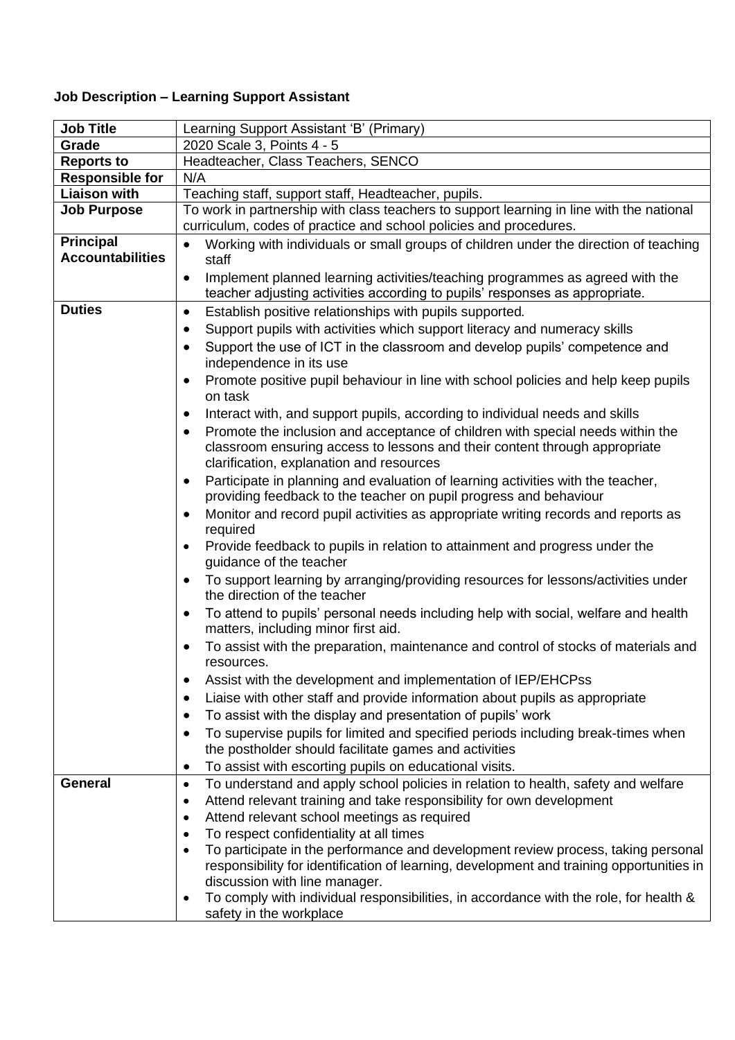**Job Description – Learning Support Assistant**

| Job Title | Learning Support Assistant 'B' (Primary) |
|---|---|
| Grade | 2020 Scale 3, Points 4 - 5 |
| Reports to | Headteacher, Class Teachers, SENCO |
| Responsible for | N/A |
| Liaison with | Teaching staff, support staff, Headteacher, pupils. |
| Job Purpose | To work in partnership with class teachers to support learning in line with the national curriculum, codes of practice and school policies and procedures. |
| Principal Accountabilities | • Working with individuals or small groups of children under the direction of teaching staff<br>• Implement planned learning activities/teaching programmes as agreed with the teacher adjusting activities according to pupils' responses as appropriate. |
| Duties | • Establish positive relationships with pupils supported.<br>• Support pupils with activities which support literacy and numeracy skills<br>• Support the use of ICT in the classroom and develop pupils' competence and independence in its use<br>• Promote positive pupil behaviour in line with school policies and help keep pupils on task<br>• Interact with, and support pupils, according to individual needs and skills<br>• Promote the inclusion and acceptance of children with special needs within the classroom ensuring access to lessons and their content through appropriate clarification, explanation and resources<br>• Participate in planning and evaluation of learning activities with the teacher, providing feedback to the teacher on pupil progress and behaviour<br>• Monitor and record pupil activities as appropriate writing records and reports as required<br>• Provide feedback to pupils in relation to attainment and progress under the guidance of the teacher<br>• To support learning by arranging/providing resources for lessons/activities under the direction of the teacher<br>• To attend to pupils' personal needs including help with social, welfare and health matters, including minor first aid.<br>• To assist with the preparation, maintenance and control of stocks of materials and resources.<br>• Assist with the development and implementation of IEP/EHCPss<br>• Liaise with other staff and provide information about pupils as appropriate<br>• To assist with the display and presentation of pupils' work<br>• To supervise pupils for limited and specified periods including break-times when the postholder should facilitate games and activities<br>• To assist with escorting pupils on educational visits. |
| General | • To understand and apply school policies in relation to health, safety and welfare<br>• Attend relevant training and take responsibility for own development<br>• Attend relevant school meetings as required<br>• To respect confidentiality at all times<br>• To participate in the performance and development review process, taking personal responsibility for identification of learning, development and training opportunities in discussion with line manager.<br>• To comply with individual responsibilities, in accordance with the role, for health & safety in the workplace |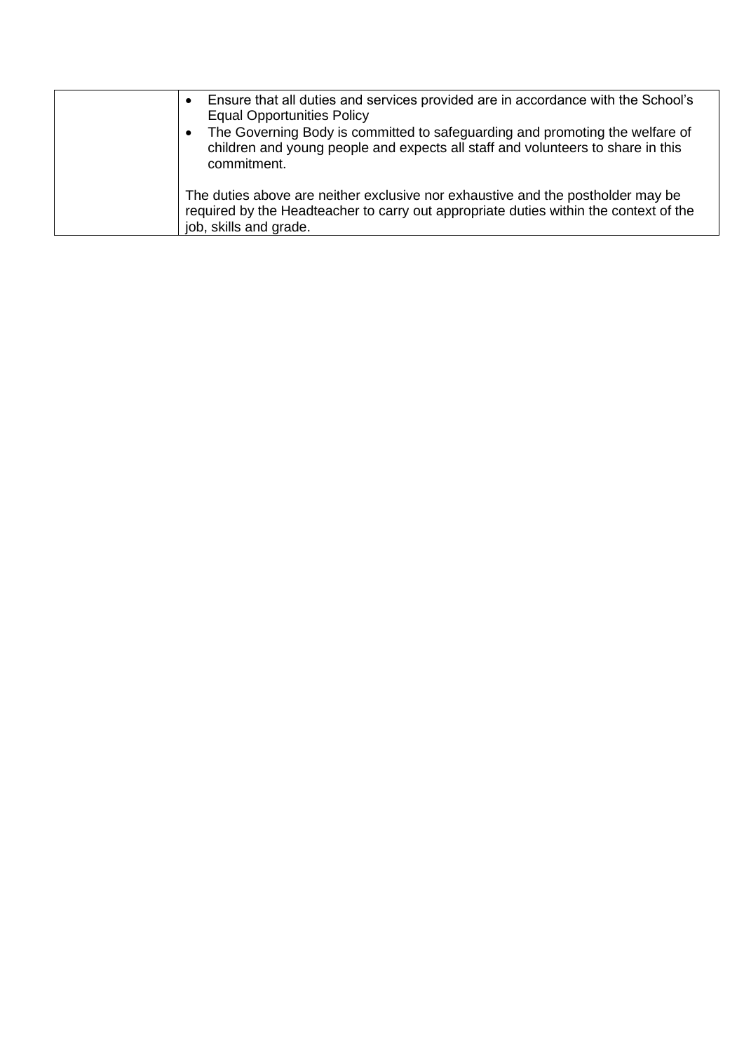| | |
|---|---|
| | • Ensure that all duties and services provided are in accordance with the School's Equal Opportunities Policy<br>• The Governing Body is committed to safeguarding and promoting the welfare of children and young people and expects all staff and volunteers to share in this commitment.<br><br>The duties above are neither exclusive nor exhaustive and the postholder may be required by the Headteacher to carry out appropriate duties within the context of the job, skills and grade. |